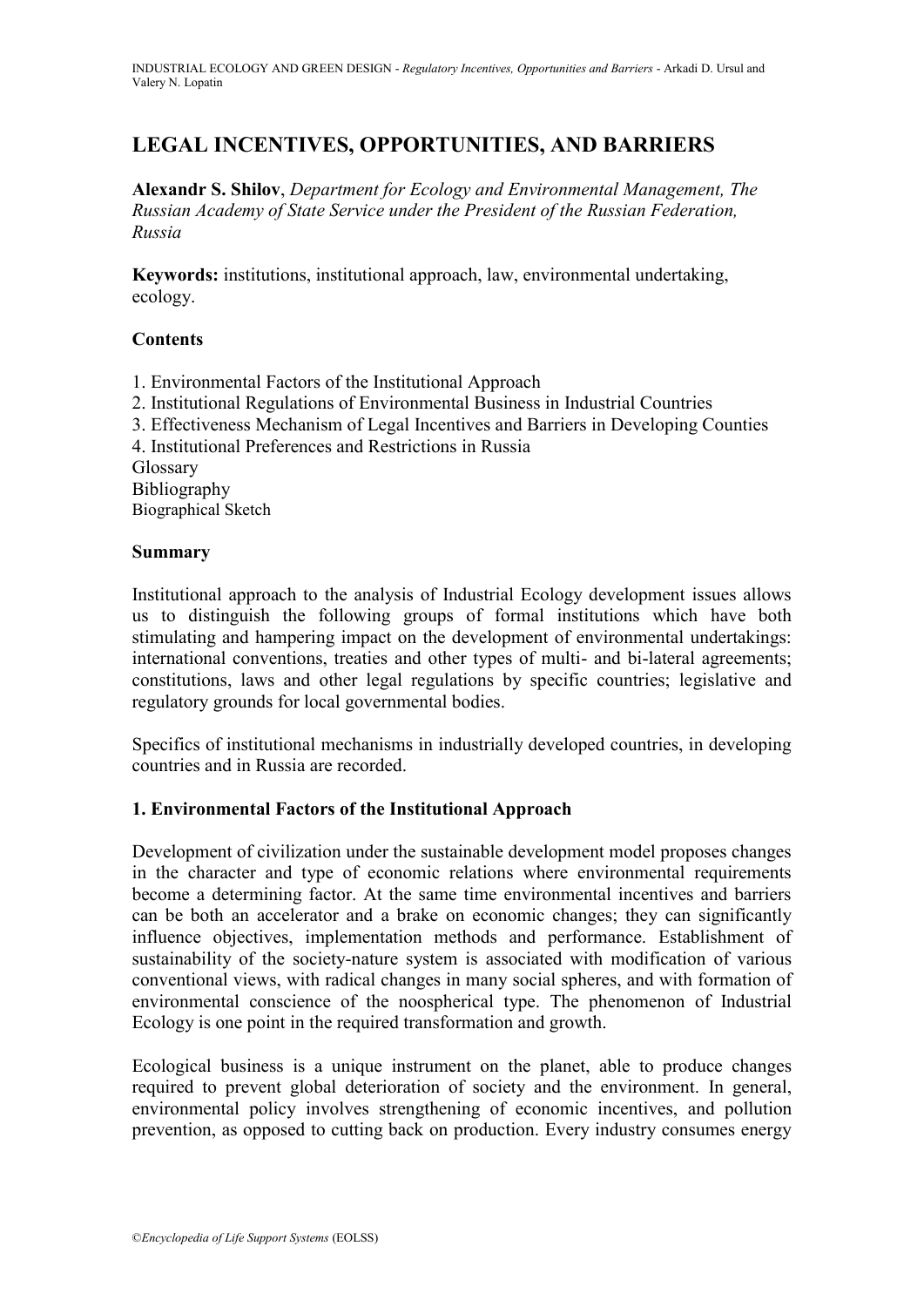# LEGAL INCENTIVES, OPPORTUNITIES, AND BARRIERS

**Alexandr S. Shilov**, *Department for Ecology and Environmental Management, The Russian Academy of State Service under the President of the Russian Federation, Russia*

**Keywords:** institutions, institutional approach, law, environmental undertaking, ecology.

## Contents

1. Environmental Factors of the Institutional Approach
2. Institutional Regulations of Environmental Business in Industrial Countries
3. Effectiveness Mechanism of Legal Incentives and Barriers in Developing Counties
4. Institutional Preferences and Restrictions in Russia

Glossary
Bibliography
Biographical Sketch

## Summary

Institutional approach to the analysis of Industrial Ecology development issues allows us to distinguish the following groups of formal institutions which have both stimulating and hampering impact on the development of environmental undertakings: international conventions, treaties and other types of multi- and bi-lateral agreements; constitutions, laws and other legal regulations by specific countries; legislative and regulatory grounds for local governmental bodies.

Specifics of institutional mechanisms in industrially developed countries, in developing countries and in Russia are recorded.

## 1. Environmental Factors of the Institutional Approach

Development of civilization under the sustainable development model proposes changes in the character and type of economic relations where environmental requirements become a determining factor. At the same time environmental incentives and barriers can be both an accelerator and a brake on economic changes; they can significantly influence objectives, implementation methods and performance. Establishment of sustainability of the society-nature system is associated with modification of various conventional views, with radical changes in many social spheres, and with formation of environmental conscience of the noospherical type. The phenomenon of Industrial Ecology is one point in the required transformation and growth.

Ecological business is a unique instrument on the planet, able to produce changes required to prevent global deterioration of society and the environment. In general, environmental policy involves strengthening of economic incentives, and pollution prevention, as opposed to cutting back on production. Every industry consumes energy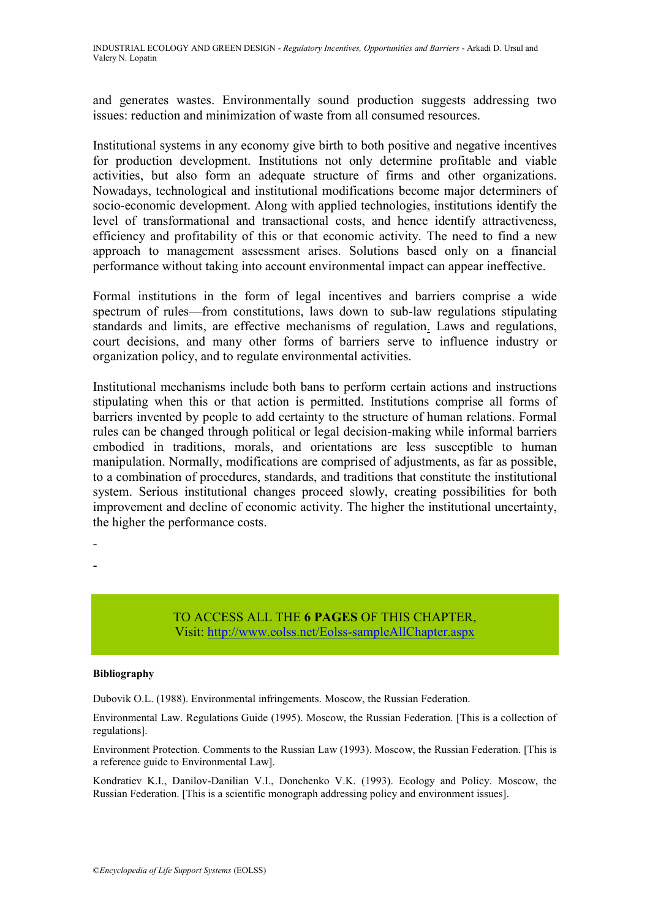and generates wastes. Environmentally sound production suggests addressing two issues: reduction and minimization of waste from all consumed resources.

Institutional systems in any economy give birth to both positive and negative incentives for production development. Institutions not only determine profitable and viable activities, but also form an adequate structure of firms and other organizations. Nowadays, technological and institutional modifications become major determiners of socio-economic development. Along with applied technologies, institutions identify the level of transformational and transactional costs, and hence identify attractiveness, efficiency and profitability of this or that economic activity. The need to find a new approach to management assessment arises. Solutions based only on a financial performance without taking into account environmental impact can appear ineffective.

Formal institutions in the form of legal incentives and barriers comprise a wide spectrum of rules—from constitutions, laws down to sub-law regulations stipulating standards and limits, are effective mechanisms of regulation. Laws and regulations, court decisions, and many other forms of barriers serve to influence industry or organization policy, and to regulate environmental activities.

Institutional mechanisms include both bans to perform certain actions and instructions stipulating when this or that action is permitted. Institutions comprise all forms of barriers invented by people to add certainty to the structure of human relations. Formal rules can be changed through political or legal decision-making while informal barriers embodied in traditions, morals, and orientations are less susceptible to human manipulation. Normally, modifications are comprised of adjustments, as far as possible, to a combination of procedures, standards, and traditions that constitute the institutional system. Serious institutional changes proceed slowly, creating possibilities for both improvement and decline of economic activity. The higher the institutional uncertainty, the higher the performance costs.

-

-

TO ACCESS ALL THE **6 PAGES** OF THIS CHAPTER,
Visit: [http://www.eolss.net/Eolss-sampleAllChapter.aspx](http://www.eolss.net/Eolss-sampleAllChapter.aspx)

**Bibliography**

Dubovik O.L. (1988). Environmental infringements. Moscow, the Russian Federation.

Environmental Law. Regulations Guide (1995). Moscow, the Russian Federation. [This is a collection of regulations].

Environment Protection. Comments to the Russian Law (1993). Moscow, the Russian Federation. [This is a reference guide to Environmental Law].

Kondratiev K.I., Danilov-Danilian V.I., Donchenko V.K. (1993). Ecology and Policy. Moscow, the Russian Federation. [This is a scientific monograph addressing policy and environment issues].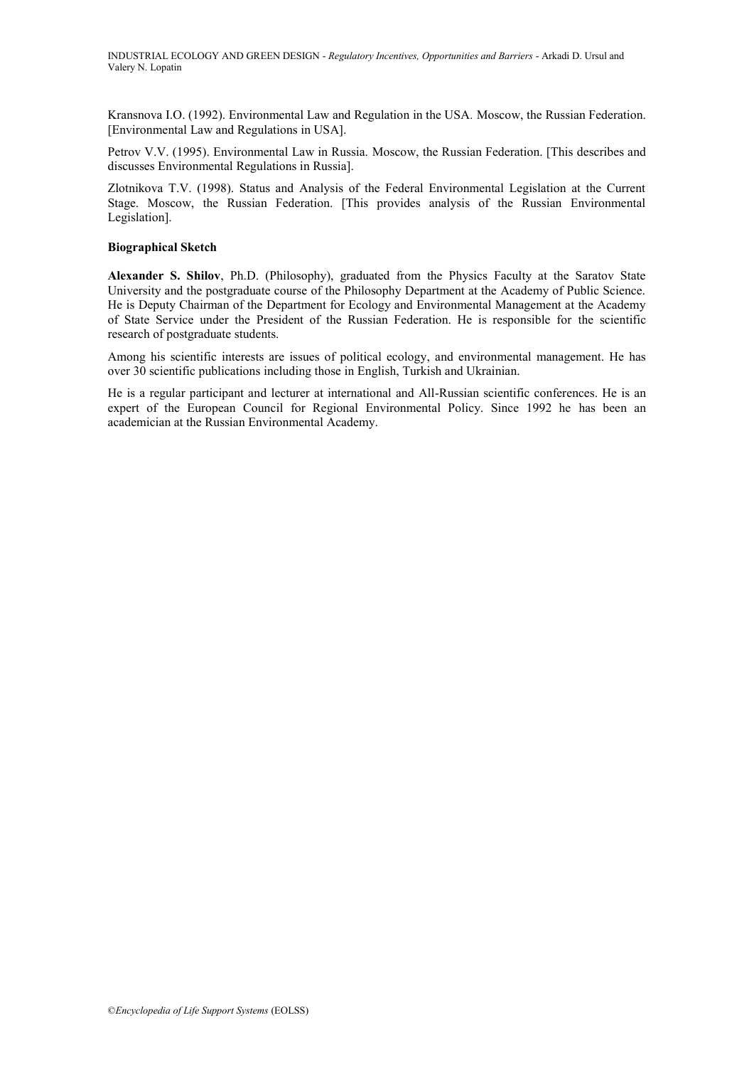Kransnova I.O. (1992). Environmental Law and Regulation in the USA. Moscow, the Russian Federation. [Environmental Law and Regulations in USA].

Petrov V.V. (1995). Environmental Law in Russia. Moscow, the Russian Federation. [This describes and discusses Environmental Regulations in Russia].

Zlotnikova T.V. (1998). Status and Analysis of the Federal Environmental Legislation at the Current Stage. Moscow, the Russian Federation. [This provides analysis of the Russian Environmental Legislation].

**Biographical Sketch**

**Alexander S. Shilov**, Ph.D. (Philosophy), graduated from the Physics Faculty at the Saratov State University and the postgraduate course of the Philosophy Department at the Academy of Public Science. He is Deputy Chairman of the Department for Ecology and Environmental Management at the Academy of State Service under the President of the Russian Federation. He is responsible for the scientific research of postgraduate students.

Among his scientific interests are issues of political ecology, and environmental management. He has over 30 scientific publications including those in English, Turkish and Ukrainian.

He is a regular participant and lecturer at international and All-Russian scientific conferences. He is an expert of the European Council for Regional Environmental Policy. Since 1992 he has been an academician at the Russian Environmental Academy.